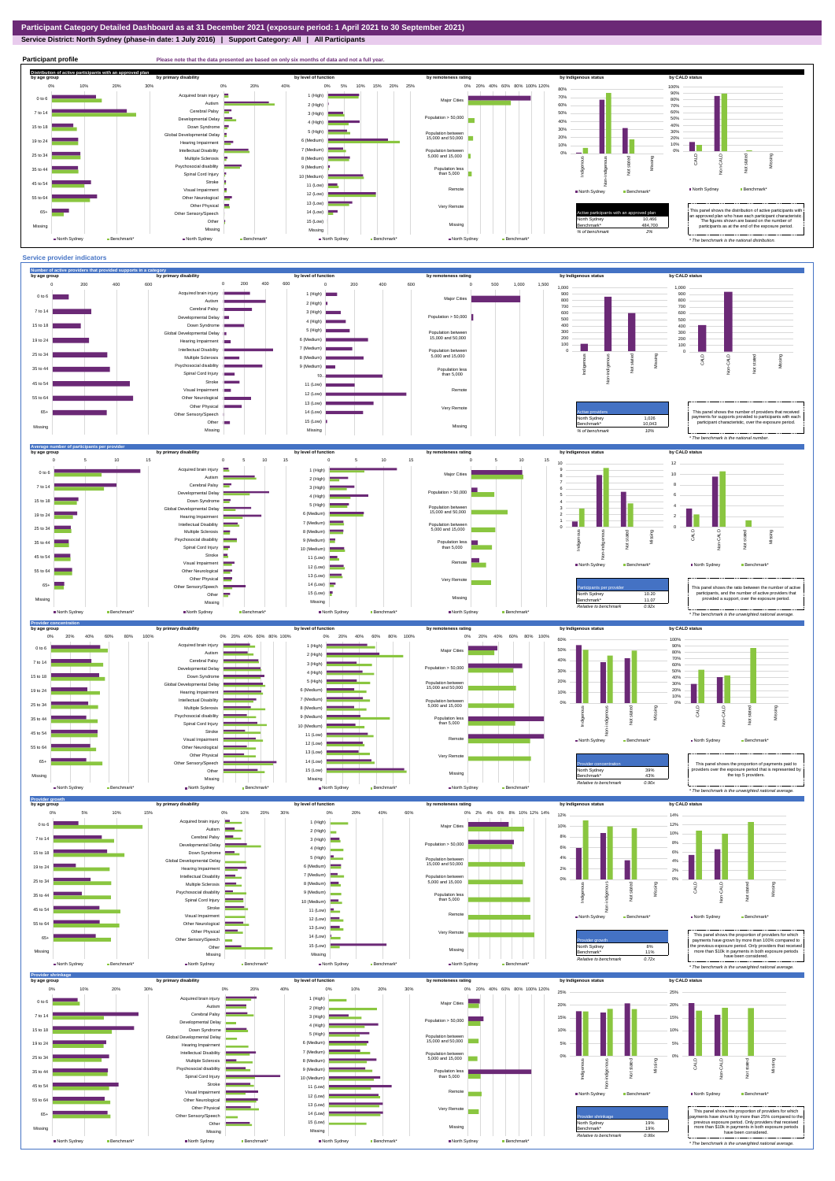# Participant Category Detailed Dashboard as at 31 December 2021 (exposure period: 1 April 2021 to 30 September 2021)

**Service District: North Sydney (phase-in date: 1 July 2016) | Support Category: All | All Participants**

## Participant profile

Please note that the data presented are based on only six months of data and not a full year.

### Distribution of active participants with an approved plan

by age group | by primary disability | by level of function | by remoteness rating | by Indigenous status | by CALD status

| Active participants with an approved plan | |
|---|---|
| North Sydney | 10,466 |
| Benchmark* | 484,700 |
| % of benchmark | 2% |

This panel shows the distribution of active participants with an approved plan who have each participant characteristic. The figures shown are based on the number of participants as at the end of the exposure period.

\* The benchmark is the national distribution.

## Service provider indicators

### Number of active providers that provided supports in a category

| Active providers | |
|---|---|
| North Sydney | 1,026 |
| Benchmark* | 10,043 |
| % of benchmark | 10% |

This panel shows the number of providers that received payments for supports provided to participants with each participant characteristic, over the exposure period.

\* The benchmark is the national number.

### Average number of participants per provider

| Participants per provider | |
|---|---|
| North Sydney | 10.20 |
| Benchmark* | 11.07 |
| Relative to benchmark | 0.92x |

This panel shows the ratio between the number of active participants, and the number of active providers that provided a support, over the exposure period.

\* The benchmark is the unweighted national average.

### Provider concentration

| Provider concentration | |
|---|---|
| North Sydney | 39% |
| Benchmark* | 43% |
| Relative to benchmark | 0.90x |

This panel shows the proportion of payments paid to providers over the exposure period that is represented by the top 5 providers.

\* The benchmark is the unweighted national average.

### Provider growth

| Provider growth | |
|---|---|
| North Sydney | 8% |
| Benchmark* | 11% |
| Relative to benchmark | 0.72x |

This panel shows the proportion of providers for which payments have grown by more than 100% compared to the previous exposure period. Only providers that received more than $10k in payments in both exposure periods have been considered.

\* The benchmark is the unweighted national average.

### Provider shrinkage

| Provider shrinkage | |
|---|---|
| North Sydney | 19% |
| Benchmark* | 19% |
| Relative to benchmark | 0.99x |

This panel shows the proportion of providers for which payments have shrunk by more than 25% compared to the previous exposure period. Only providers that received more than $10k in payments in both exposure periods have been considered.

\* The benchmark is the unweighted national average.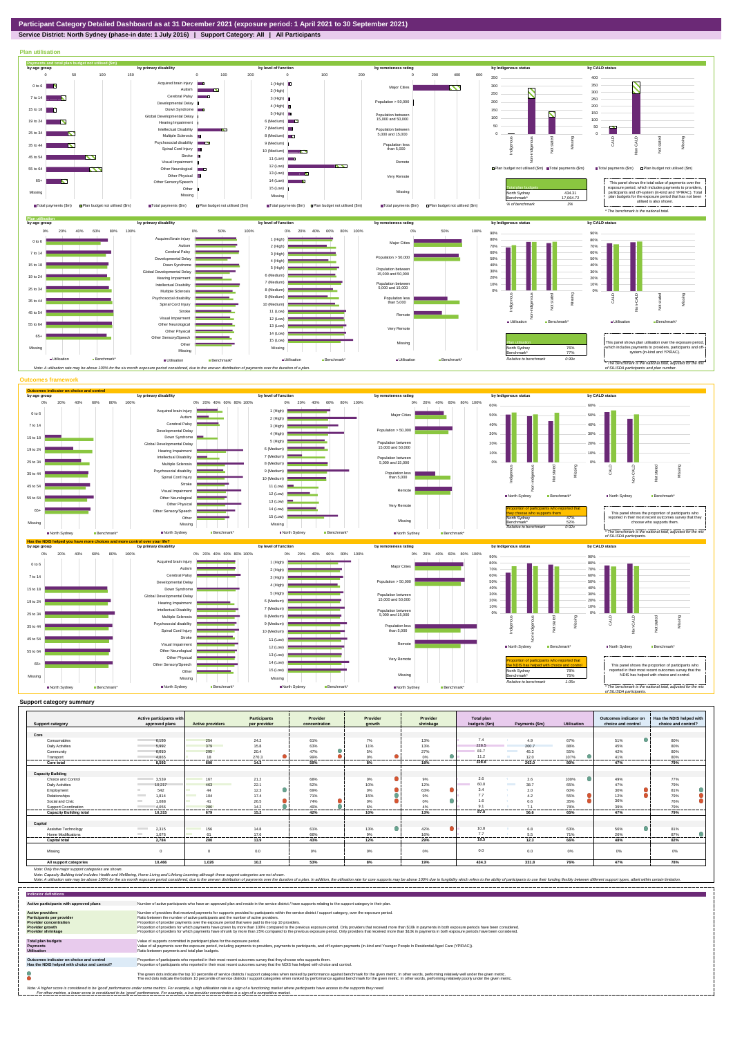# Participant Category Detailed Dashboard as at 31 December 2021 (exposure period: 1 April 2021 to 30 September 2021)

**Service District: North Sydney (phase-in date: 1 July 2016) | Support Category: All | All Participants**

## Plan utilisation

### Payments and total plan budget not utilised ($m)

| Total plan budgets | |
|---|---|
| North Sydney | 434.31 |
| Benchmark* | 17,064.72 |
| % of benchmark | 3% |

This panel shows the total value of payments over the exposure period, which includes payments to providers, participants and off-system (in-kind and YPIRAC). Total plan budgets for the exposure period that has not been utilised is also shown.

*The benchmark is the national total.*

### Plan utilisation

| Plan utilisation | |
|---|---|
| North Sydney | 76% |
| Benchmark* | 77% |
| Relative to benchmark | 0.99x |

This panel shows plan utilisation over the exposure period, which includes payments to providers, participants and off-system (in-kind and YPIRAC).

*The benchmark is the national total, adjusted for the mix of SIL/SDA participants and plan number.*

*Note: A utilisation rate may be above 100% for the six month exposure period considered, due to the uneven distribution of payments over the duration of a plan.*

## Outcomes framework

### Outcomes indicator on choice and control

| Proportion of participants who reported that they choose who supports them | |
|---|---|
| North Sydney | 47% |
| Benchmark* | 52% |
| Relative to benchmark | 0.92x |

This panel shows the proportion of participants who reported in their most recent outcomes survey that they choose who supports them.

*The benchmark is the national total, adjusted for the mix of SIL/SDA participants.*

### Has the NDIS helped you have more choices and more control over your life?

| Proportion of participants who reported that the NDIS has helped with choice and control | |
|---|---|
| North Sydney | 78% |
| Benchmark* | 75% |
| Relative to benchmark | 1.05x |

This panel shows the proportion of participants who reported in their most recent outcomes survey that the NDIS has helped with choice and control.

*The benchmark is the national total, adjusted for the mix of SIL/SDA participants.*

## Support category summary

| Support category | Active participants with approved plans | Active providers | Participants per provider | Provider concentration | Provider growth | Provider shrinkage | Total plan budgets ($m) | Payments ($m) | Utilisation | Outcomes indicator on choice and control | Has the NDIS helped with choice and control? |
|---|---|---|---|---|---|---|---|---|---|---|---|
| **Core** | | | | | | | | | | | |
| Consumables | 6,159 | 254 | 24.2 | 61% | 7% | 13% | 7.4 | 4.9 | 67% | 51% | 80% |
| Daily Activities | 5,992 | 379 | 15.8 | 63% | 11% | 13% | 228.5 | 200.7 | 88% | 45% | 80% |
| Community | 6,010 | 295 | 20.4 | 47% | 5% | 27% | 81.7 | 45.3 | 55% | 42% | 80% |
| Transport | 4,865 | 18 | 270.3 | 99% | 0% | 0% | 11.2 | 12.0 | 107% | 41% | 80% |
| **Core total** | **8,592** | **600** | **14.3** | **59%** | **8%** | **18%** | **328.8** | **263.0** | **80%** | **47%** | **79%** |
| **Capacity Building** | | | | | | | | | | | |
| Choice and Control | 3,539 | 167 | 21.2 | 68% | 0% | 9% | 2.6 | 2.6 | 100% | 49% | 77% |
| Daily Activities | 10,217 | 463 | 22.1 | 52% | 10% | 12% | 60.0 | 38.7 | 65% | 47% | 79% |
| Employment | 542 | 44 | 12.3 | 69% | 0% | 63% | 3.4 | 2.0 | 60% | 30% | 81% |
| Relationships | 1,814 | 104 | 17.4 | 71% | 15% | 9% | 7.7 | 4.2 | 55% | 12% | 79% |
| Social and Civic | 1,088 | 41 | 26.5 | 74% | 0% | 0% | 1.6 | 0.6 | 35% | 36% | 76% |
| Support Coordination | 4,056 | 286 | 14.2 | 49% | 6% | 4% | 9.1 | 7.1 | 78% | 39% | 79% |
| **Capacity Building total** | **10,315** | **679** | **15.2** | **42%** | **10%** | **13%** | **87.3** | **56.6** | **65%** | **47%** | **79%** |
| **Capital** | | | | | | | | | | | |
| Assistive Technology | 2,315 | 156 | 14.8 | 61% | 13% | 42% | 10.8 | 6.8 | 63% | 56% | 81% |
| Home Modifications | 1,076 | 61 | 17.6 | 66% | 9% | 16% | 7.7 | 5.5 | 71% | 26% | 87% |
| **Capital total** | **2,744** | **200** | **13.7** | **43%** | **12%** | **29%** | **18.5** | **12.3** | **66%** | **49%** | **82%** |
| Missing | 0 | 0 | 0.0 | 0% | 0% | 0% | 0.0 | 0.0 | 0% | 0% | 0% |
| **All support categories** | **10,466** | **1,026** | **10.2** | **53%** | **8%** | **19%** | **434.3** | **331.8** | **76%** | **47%** | **78%** |

*Note: Only the major support categories are shown.*

*Note: Capacity Building total includes Health and Wellbeing, Home Living and Lifelong Learning although these support categories are not shown.*

*Note: A utilisation rate may be above 100% for the six month exposure period considered, due to the uneven distribution of payments over the duration of a plan. In addition, the utilisation rate for core supports may be above 100% due to fungibility which refers to the ability of participants to use their funding flexibly between different support types, albeit within certain limitation.*

## Indicator definitions

| | |
|---|---|
| **Active participants with approved plans** | Number of active participants who have an approved plan and reside in the service district / have supports relating to the support category in their plan. |
| **Active providers** | Number of providers that received payments for supports provided to participants within the service district / support category, over the exposure period. |
| **Participants per provider** | Ratio between the number of active participants and the number of active providers. |
| **Provider concentration** | Proportion of provider payments over the exposure period that were paid to the top 10 providers. |
| **Provider growth** | Proportion of providers for which payments have grown by more than 100% compared to the previous exposure period. Only providers that received more than $10k in payments in both exposure periods have been considered. |
| **Provider shrinkage** | Proportion of providers for which payments have shrunk by more than 25% compared to the previous exposure period. Only providers that received more than $10k in payments in both exposure periods have been considered. |
| **Total plan budgets** | Value of supports committed in participant plans for the exposure period. |
| **Payments** | Value of all payments over the exposure period, including payments to providers, payments to participants, and off-system payments (in-kind and Younger People In Residential Aged Care (YPIRAC)). |
| **Utilisation** | Ratio between payments and total plan budgets. |
| **Outcomes indicator on choice and control** | Proportion of participants who reported in their most recent outcomes survey that they choose who supports them. |
| **Has the NDIS helped with choice and control?** | Proportion of participants who reported in their most recent outcomes survey that the NDIS has helped with choice and control. |

The green dots indicate the top 10 percentile of service districts / support categories when ranked by performance against benchmark for the given metric. In other words, performing relatively well under the given metric.
The red dots indicate the bottom 10 percentile of service districts / support categories when ranked by performance against benchmark for the given metric. In other words, performing relatively poorly under the given metric.

*Note: A higher score is considered to be 'good' performance under some metrics. For example, a high utilisation rate is a sign of a functioning market where participants have access to the supports they need.*
*For other metrics, a lower score is considered to be 'good' performance. For example, a low provider concentration is a sign of a competitive market.*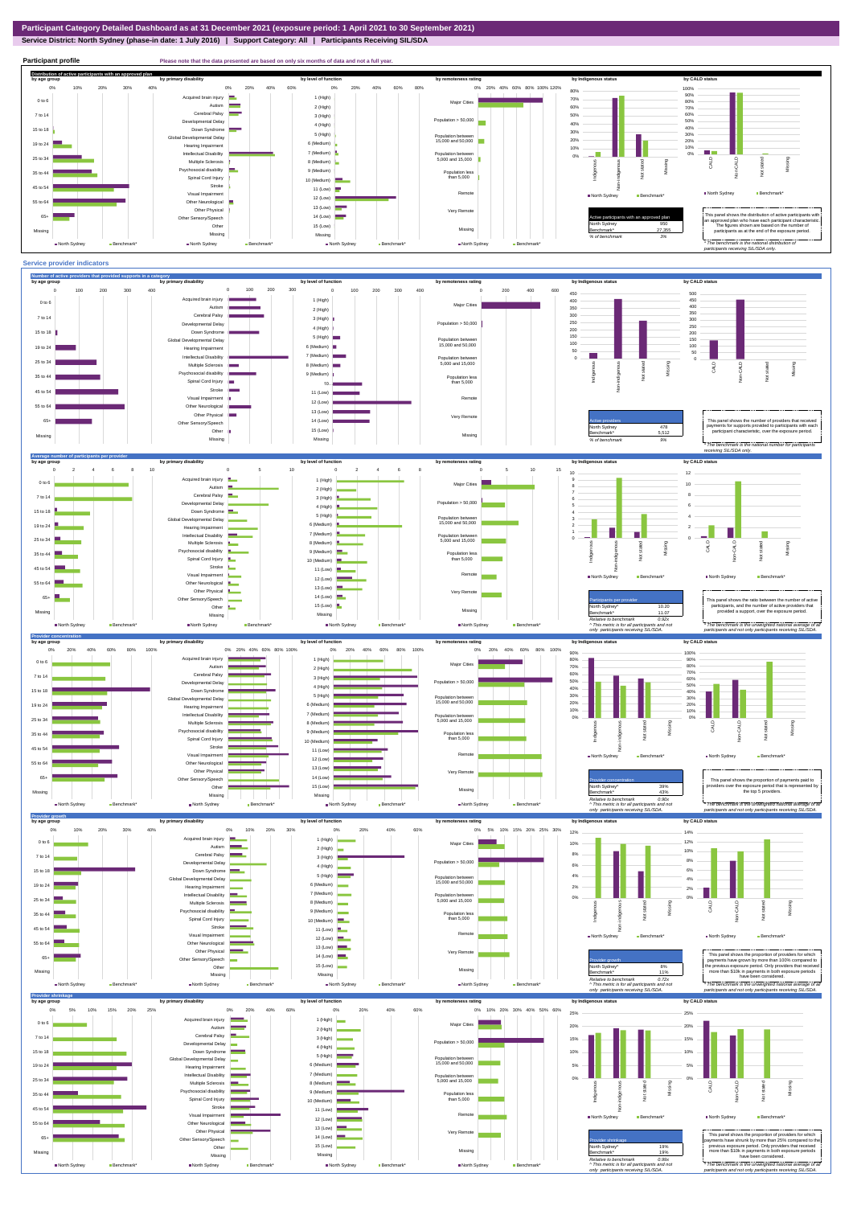# Participant Category Detailed Dashboard as at 31 December 2021 (exposure period: 1 April 2021 to 30 September 2021)

**Service District: North Sydney (phase-in date: 1 July 2016) | Support Category: All | Participants Receiving SIL/SDA**

## Participant profile

Please note that the data presented are based on only six months of data and not a full year.

### Distribution of active participants with an approved plan

| Active participants with an approved plan | |
|---|---|
| North Sydney | 950 |
| Benchmark* | 27,355 |
| % of benchmark | 3% |

This panel shows the distribution of active participants with an approved plan who have each participant characteristic. The figures shown are based on the number of participants as at the end of the exposure period.

* The benchmark is the national distribution of participants receiving SIL/SDA only.

## Service provider indicators

### Number of active providers that provided supports in a category

| Active providers | |
|---|---|
| North Sydney | 478 |
| Benchmark* | 5,512 |
| % of benchmark | 9% |

This panel shows the number of providers that received payments for supports provided to participants with each participant characteristic, over the exposure period.

* The benchmark is the national number for participants receiving SIL/SDA only.

### Average number of participants per provider

| Participants per provider | |
|---|---|
| North Sydney^ | 10.20 |
| Benchmark* | 11.07 |
| Relative to benchmark | 0.92x |

^ This metric is for all participants and not only participants receiving SIL/SDA.

This panel shows the ratio between the number of active participants, and the number of active providers that provided a support, over the exposure period.

* The benchmark is the unweighted national average of all participants and not only participants receiving SIL/SDA.

### Provider concentration

| Provider concentration | |
|---|---|
| North Sydney^ | 39% |
| Benchmark* | 43% |
| Relative to benchmark | 0.90x |

^ This metric is for all participants and not only participants receiving SIL/SDA.

This panel shows the proportion of payments paid to providers over the exposure period that is represented by the top 5 providers.

* The benchmark is the unweighted national average of all participants and not only participants receiving SIL/SDA.

### Provider growth

| Provider growth | |
|---|---|
| North Sydney^ | 8% |
| Benchmark* | 11% |
| Relative to benchmark | 0.72x |

^ This metric is for all participants and not only participants receiving SIL/SDA.

This panel shows the proportion of providers for which payments have grown by more than 100% compared to the previous exposure period. Only providers that received more than $10k in payments in both exposure periods have been considered.

* The benchmark is the unweighted national average of all participants and not only participants receiving SIL/SDA.

### Provider shrinkage

| Provider shrinkage | |
|---|---|
| North Sydney^ | 19% |
| Benchmark* | 19% |
| Relative to benchmark | 0.98x |

^ This metric is for all participants and not only participants receiving SIL/SDA.

This panel shows the proportion of providers for which payments have shrunk by more than 25% compared to the previous exposure period. Only providers that received more than $10k in payments in both exposure periods have been considered.

* The benchmark is the unweighted national average of all participants and not only participants receiving SIL/SDA.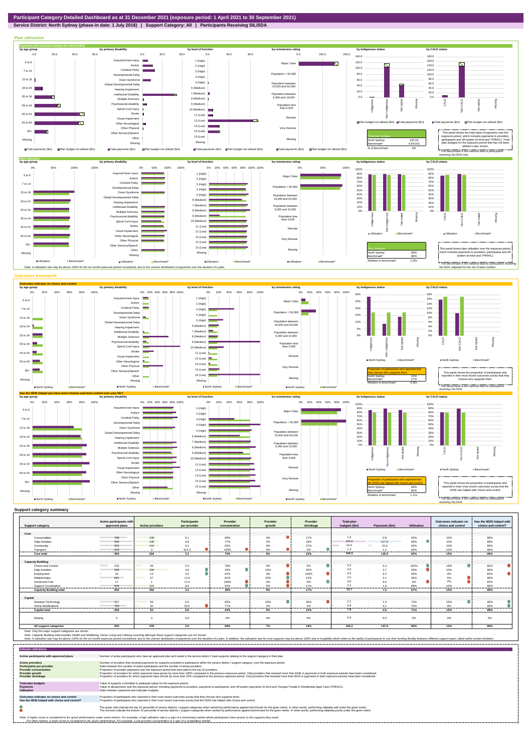**Participant Category Detailed Dashboard as at 31 December 2021 (exposure period: 1 April 2021 to 30 September 2021)**

**Service District: North Sydney (phase-in date: 1 July 2016) | Support Category: All | Participants Receiving SIL/SDA**

## Plan utilisation

**Payments and total plan budget not utilised ($m)**

| Total plan budgets | |
|---|---|
| North Sydney | 165.18 |
| Benchmark* | 4,943.63 |
| % of benchmark | 3% |

This panel shows the total value of payments over the exposure period, which includes payments to providers, participants and off-system (in-kind and YPIRAC). Total plan budgets for the exposure period that has not been utilised is also shown.

*The benchmark is the national total for participants receiving SIL/SDA only.

**Plan utilisation**

| Plan utilisation | |
|---|---|
| North Sydney | 89% |
| Benchmark* | 88% |
| Relative to benchmark | 1.02x |

This panel shows plan utilisation over the exposure period, which includes payments to providers, participants and off-system (in-kind and YPIRAC).

*The benchmark is the national total for participants receiving SIL/SDA, adjusted for the mix of plan number.

Note: A utilisation rate may be above 100% for the six month exposure period considered, due to the uneven distribution of payments over the duration of a plan.

## Outcomes framework

**Outcomes indicator on choice and control**

| Proportion of participants who reported that they choose who supports them | |
|---|---|
| North Sydney | 10% |
| Benchmark* | 17% |
| Relative to benchmark | 0.60x |

This panel shows the proportion of participants who reported in their most recent outcomes survey that they choose who supports them.

*The benchmark is the national total for participants receiving SIL/SDA.

**Has the NDIS helped you have more choices and more control over your life?**

| Proportion of participants who reported that the NDIS has helped with choice and control | |
|---|---|
| North Sydney | 89% |
| Benchmark* | 80% |
| Relative to benchmark | 1.11x |

This panel shows the proportion of participants who reported in their most recent outcomes survey that the NDIS has helped with choice and control.

*The benchmark is the national total for participants receiving SIL/SDA.

## Support category summary

| Support category | Active participants with approved plans | Active providers | Participants per provider | Provider concentration | Provider growth | Provider shrinkage | Total plan budgets ($m) | Payments ($m) | Utilisation | Outcomes indicator on choice and control | Has the NDIS helped with choice and control? |
|---|---|---|---|---|---|---|---|---|---|---|---|
| **Core** | | | | | | | | | | | |
| Consumables | 788 | 130 | 6.1 | 66% | 0% | 17% | 1.3 | 0.8 | 66% | 10% | 89% |
| Daily Activities | 945 | 140 | 6.8 | 77% | 4% | 18% | 120.0 | 117.0 | 98% | 10% | 89% |
| Community | 922 | 144 | 6.4 | 62% | 9% | 27% | 24.0 | 15.9 | 66% | 10% | 89% |
| Transport | 943 | 3 | 314.3 | 100% | 0% | 0% | 1.3 | 1.2 | 95% | 10% | 89% |
| **Core total** | **950** | **294** | **3.2** | **73%** | **5%** | **23%** | **146.5** | **135.0** | **92%** | **10%** | **89%** |
| **Capacity Building** | | | | | | | | | | | |
| Choice and Control | 232 | 44 | 5.3 | 78% | 0% | 0% | 0.2 | 0.2 | 102% | 18% | 82% |
| Daily Activities | 939 | 194 | 4.8 | 42% | 10% | 20% | 4.5 | 2.7 | 59% | 10% | 89% |
| Employment | 34 | 13 | 2.6 | 97% | 0% | 100% | 0.3 | 0.2 | 66% | 9% | 82% |
| Relationships | 681 | 57 | 11.9 | 81% | 25% | 13% | 3.2 | 2.1 | 66% | 5% | 89% |
| Social and Civic | 17 | 1 | 17.0 | 100% | 0% | 0% | 0.0 | 0.0 | 3% | 0% | 82% |
| Support Coordination | 946 | 110 | 8.6 | 55% | 0% | 11% | 2.1 | 1.8 | 88% | 10% | 89% |
| **Capacity Building total** | **950** | **282** | **3.4** | **36%** | **8%** | **17%** | **10.7** | **7.2** | **67%** | **10%** | **89%** |
| **Capital** | | | | | | | | | | | |
| Assistive Technology | 437 | 66 | 6.6 | 82% | 20% | 40% | 2.1 | 1.5 | 73% | 15% | 90% |
| Home Modifications | 765 | 30 | 25.5 | 77% | 4% | 4% | 5.8 | 4.1 | 70% | 9% | 90% |
| **Capital total** | **828** | **92** | **9.0** | **63%** | **9%** | **15%** | **7.9** | **5.6** | **71%** | **10%** | **89%** |
| Missing | 0 | 0 | 0.0 | 0% | 0% | 0% | 0.0 | 0.0 | 0% | 0% | 0% |
| **All support categories** | **950** | **478** | **2.0** | **68%** | **7%** | **18%** | **165.2** | **147.8** | **89%** | **10%** | **89%** |

Note: Only the major support categories are shown.

Note: Capacity Building total includes Health and Wellbeing, Home Living and Lifelong Learning although these support categories are not shown.

Note: A utilisation rate may be above 100% for the six month exposure period considered, due to the uneven distribution of payments over the duration of a plan. In addition, the utilisation rate for core supports may be above 100% due to fungibility which refers to the ability of participants to use their funding flexibly between different support types, albeit within certain limitation.

## Indicator definitions

| Indicator | Definition |
|---|---|
| **Active participants with approved plans** | Number of active participants who have an approved plan and reside in the service district / have supports relating to the support category in their plan. |
| **Active providers** | Number of providers that received payments for supports provided to participants within the service district / support category, over the exposure period. |
| **Participants per provider** | Ratio between the number of active participants and the number of active providers. |
| **Provider concentration** | Proportion of provider payments over the exposure period that were paid to the top 10 providers. |
| **Provider growth** | Proportion of providers for which payments have grown by more than 100% compared to the previous exposure period. Only providers that received more than $10k in payments in both exposure periods have been considered. |
| **Provider shrinkage** | Proportion of providers for which payments have shrunk by more than 25% compared to the previous exposure period. Only providers that received more than $10k in payments in both exposure periods have been considered. |
| **Total plan budgets** | Value of supports committed in participant plans for the exposure period. |
| **Payments** | Value of all payments over the exposure period, including payments to providers, payments to participants, and off-system payments (in-kind and Younger People In Residential Aged Care (YPIRAC)). |
| **Utilisation** | Ratio between payments and total plan budgets. |
| **Outcomes indicator on choice and control** | Proportion of participants who reported in their most recent outcomes survey that they choose who supports them. |
| **Has the NDIS helped with choice and control?** | Proportion of participants who reported in their most recent outcomes survey that the NDIS has helped with choice and control. |

The green dots indicate the top 10 percentile of service districts / support categories when ranked by performance against benchmark for the given metric. In other words, performing relatively well under the given metric.

The red dots indicate the bottom 10 percentile of service districts / support categories when ranked by performance against benchmark for the given metric. In other words, performing relatively poorly under the given metric.

Note: A higher score is considered to be 'good' performance under some metrics. For example, a high utilisation rate is a sign of a functioning market where participants have access to the supports they need.
For other metrics, a lower score is considered to be 'good' performance. For example, a low provider concentration is a sign of a competitive market.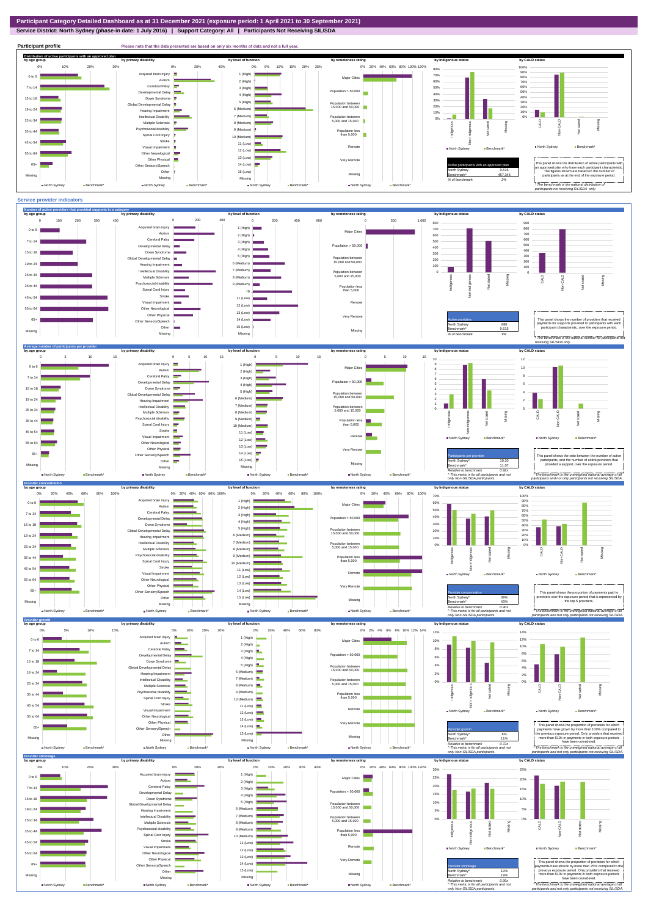# Participant Category Detailed Dashboard as at 31 December 2021 (exposure period: 1 April 2021 to 30 September 2021)

**Service District: North Sydney (phase-in date: 1 July 2016) | Support Category: All | Participants Not Receiving SIL/SDA**

## Participant profile

Please note that the data presented are based on only six months of data and not a full year.

### Distribution of active participants with an approved plan

| Active participants with an approved plan | |
|---|---|
| North Sydney | 9,518 |
| Benchmark* | 457,345 |
| % of benchmark | 2% |

This panel shows the distribution of active participants with an approved plan who have each participant characteristic. The figures shown are based on the number of participants as at the end of the exposure period.

\* The benchmark is the national distribution of participants not receiving SIL/SDA only.

## Service provider indicators

### Number of active providers that provided supports in a category

| Active providers | |
|---|---|
| North Sydney | 886 |
| Benchmark* | 9,615 |
| % of benchmark | 9% |

This panel shows the number of providers that received payments for supports provided to participants with each participant characteristic, over the exposure period.

\* The benchmark is the national number for participants not receiving SIL/SDA only.

### Average number of participants per provider

| Participants per provider | |
|---|---|
| North Sydney | 10.20 |
| Benchmark* | 11.07 |
| Relative to benchmark | 0.92x |

^ This metric is for all participants and not only Non-SIL/SDA participants.

This panel shows the ratio between the number of active participants, and the number of active providers that provided a support, over the exposure period.

\* The benchmark is the unweighted national average of all participants and not only participants not receiving SIL/SDA.

### Provider concentration

| Provider concentration | |
|---|---|
| North Sydney^ | 39% |
| Benchmark* | 43% |
| Relative to benchmark | 0.90x |

^ This metric is for all participants and not only Non-SIL/SDA participants.

This panel shows the proportion of payments paid to providers over the exposure period that is represented by the top 5 providers.

\* The benchmark is the unweighted national average of all participants and not only participants not receiving SIL/SDA.

### Provider growth

| Provider growth | |
|---|---|
| North Sydney^ | 8% |
| Benchmark* | 11% |
| Relative to benchmark | 0.78x |

^ This metric is for all participants and not only Non-SIL/SDA participants.

This panel shows the proportion of providers for which payments have grown by more than 100% compared to the previous exposure period. Only providers that received more than $10k in payments in both exposure periods have been considered.

\* The benchmark is the unweighted national average of all participants and not only participants not receiving SIL/SDA.

### Provider shrinkage

| Provider shrinkage | |
|---|---|
| North Sydney^ | 19% |
| Benchmark* | 19% |
| Relative to benchmark | 0.99x |

^ This metric is for all participants and not only Non-SIL/SDA participants.

This panel shows the proportion of providers for which payments have shrunk by more than 25% compared to the previous exposure period. Only providers that received more than $10k in payments in both exposure periods have been considered.

\* The benchmark is the unweighted national average of all participants and not only participants not receiving SIL/SDA.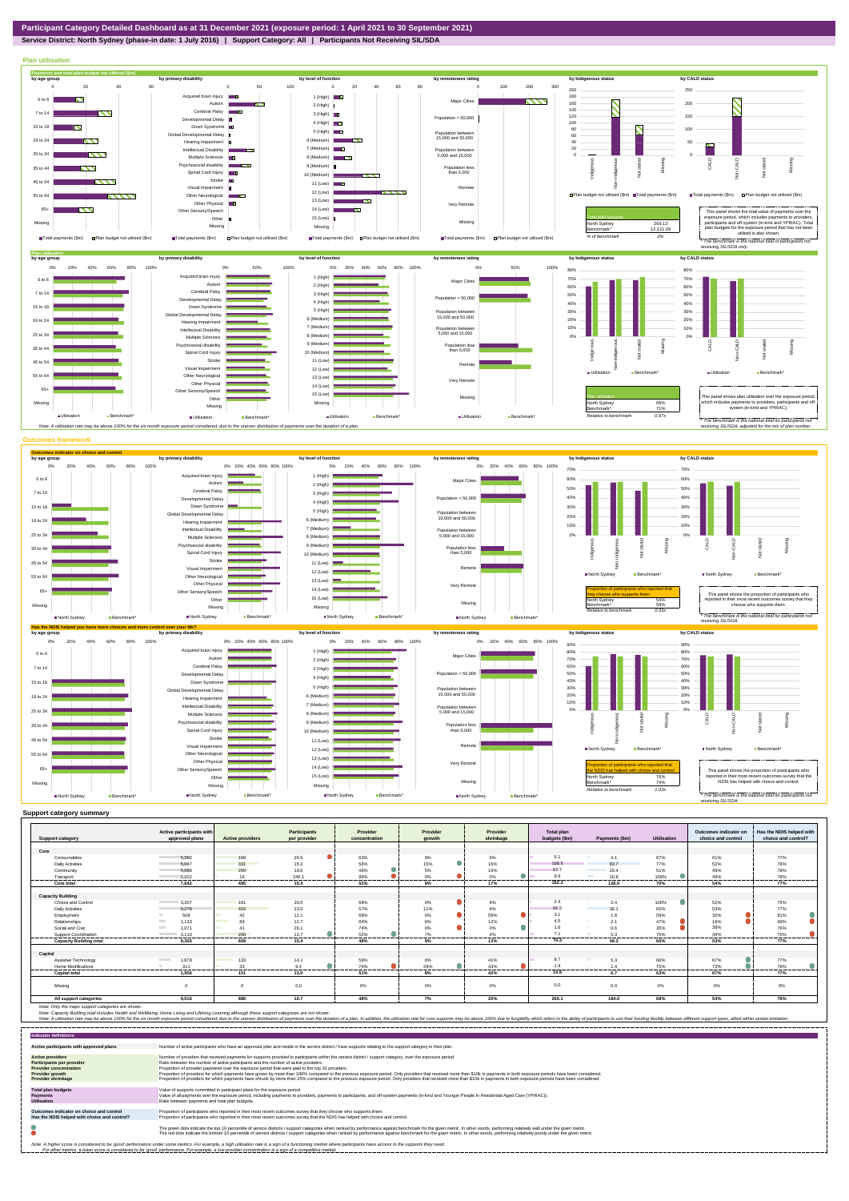# Participant Category Detailed Dashboard as at 31 December 2021 (exposure period: 1 April 2021 to 30 September 2021)

**Service District: North Sydney (phase-in date: 1 July 2016) | Support Category: All | Participants Not Receiving SIL/SDA**

## Plan utilisation

### Payments and total plan budget not utilised ($m)

by age group: 0 to 6, 7 to 14, 15 to 18, 19 to 24, 25 to 34, 35 to 44, 45 to 54, 55 to 64, 65+, Missing

by primary disability: Acquired brain injury, Autism, Cerebral Palsy, Developmental Delay, Down Syndrome, Global Developmental Delay, Hearing Impairment, Intellectual Disability, Multiple Sclerosis, Psychosocial disability, Spinal Cord Injury, Stroke, Visual Impairment, Other Neurological, Other Physical, Other Sensory/Speech, Other, Missing

by level of function: 1 (High) to 15 (Low), Missing

by remoteness rating: Major Cities, Population > 50,000, Population between 15,000 and 50,000, Population between 5,000 and 15,000, Population less than 5,000, Remote, Very Remote, Missing

by Indigenous status: Indigenous, Non-indigenous, Not stated, Missing

by CALD status: CALD, Non-CALD, Not stated, Missing

Total payments ($m) / Plan budget not utilised ($m)

| Total plan budgets | |
|---|---|
| North Sydney | 269.13 |
| Benchmark* | 12,121.09 |
| % of benchmark | 2% |

This panel shows the total value of payments over the exposure period, which includes payments to providers, participants and off-system (in-kind and YPIRAC). Total plan budgets for the exposure period that has not been utilised is also shown.

*The benchmark is the national total for participants not receiving SIL/SDA only.

### Plan utilisation

Utilisation / Benchmark*

| Plan utilisation | |
|---|---|
| North Sydney | 68% |
| Benchmark* | 71% |
| Relative to benchmark | 0.97x |

This panel shows plan utilisation over the exposure period, which includes payments to providers, participants and off-system (in-kind and YPIRAC).

*The benchmark is the national total for participants not receiving SIL/SDA, adjusted for the mix of plan number.

Note: A utilisation rate may be above 100% for the six month exposure period considered, due to the uneven distribution of payments over the duration of a plan.

## Outcomes framework

### Outcomes indicator on choice and control

North Sydney / Benchmark*

| Proportion of participants who reported that they choose who supports them | |
|---|---|
| North Sydney | 54% |
| Benchmark* | 58% |
| Relative to benchmark | 0.93x |

This panel shows the proportion of participants who reported in their most recent outcomes survey that they choose who supports them.

*The benchmark is the national total for participants not receiving SIL/SDA.

### Has the NDIS helped you have more choices and more control over your life?

North Sydney / Benchmark*

| Proportion of participants who reported that the NDIS has helped with choice and control | |
|---|---|
| North Sydney | 76% |
| Benchmark* | 74% |
| Relative to benchmark | 1.03x |

This panel shows the proportion of participants who reported in their most recent outcomes survey that the NDIS has helped with choice and control.

*The benchmark is the national total for participants not receiving SIL/SDA.

## Support category summary

| Support category | Active participants with approved plans | Active providers | Participants per provider | Provider concentration | Provider growth | Provider shrinkage | Total plan budgets ($m) | Payments ($m) | Utilisation | Outcomes indicator on choice and control | Has the NDIS helped with choice and control? |
|---|---|---|---|---|---|---|---|---|---|---|---|
| **Core** | | | | | | | | | | | |
| Consumables | 5,362 | 199 | 26.9 | 63% | 9% | 9% | 6.1 | 4.1 | 67% | 61% | 77% |
| Daily Activities | 5,047 | 331 | 15.2 | 56% | 15% | 16% | 108.5 | 83.7 | 77% | 52% | 78% |
| Community | 5,086 | 259 | 19.6 | 49% | 5% | 19% | 57.7 | 29.4 | 51% | 49% | 78% |
| Transport | 3,922 | 16 | 245.1 | 99% | 0% | 0% | 9.9 | 10.8 | 109% | 49% | 78% |
| **Core total** | **7,642** | **496** | **15.4** | **52%** | **9%** | **17%** | **182.2** | **128.0** | **70%** | **54%** | **77%** |
| **Capacity Building** | | | | | | | | | | | |
| Choice and Control | 3,307 | 161 | 20.5 | 68% | 0% | 9% | 2.4 | 2.4 | 100% | 52% | 76% |
| Daily Activities | 9,278 | 403 | 23.0 | 57% | 11% | 9% | 56.5 | 36.1 | 65% | 53% | 77% |
| Employment | 508 | 42 | 12.1 | 68% | 0% | 59% | 3.1 | 1.8 | 59% | 32% | 81% |
| Relationships | 1,133 | 89 | 12.7 | 64% | 6% | 12% | 4.5 | 2.1 | 47% | 19% | 68% |
| Social and Civic | 1,071 | 41 | 26.1 | 74% | 0% | 0% | 1.6 | 0.6 | 35% | 38% | 76% |
| Support Coordination | 3,110 | 266 | 11.7 | 52% | 7% | 4% | 7.1 | 5.3 | 75% | 49% | 75% |
| **Capacity Building total** | **9,365** | **609** | **15.4** | **46%** | **9%** | **13%** | **76.3** | **49.3** | **65%** | **53%** | **77%** |
| **Capital** | | | | | | | | | | | |
| Assistive Technology | 1,878 | 133 | 14.1 | 59% | 6% | 41% | 8.7 | 5.3 | 60% | 67% | 77% |
| Home Modifications | 311 | 33 | 9.4 | 74% | 29% | 43% | 1.9 | 1.4 | 75% | 73% | 78% |
| **Capital total** | **1,956** | **151** | **13.0** | **51%** | **8%** | **42%** | **10.6** | **6.7** | **63%** | **67%** | **77%** |
| Missing | 0 | 0 | 0.0 | 0% | 0% | 0% | 0.0 | 0.0 | 0% | 0% | 0% |
| **All support categories** | **9,516** | **886** | **10.7** | **48%** | **7%** | **20%** | **269.1** | **184.0** | **68%** | **54%** | **76%** |

Note: Only the major support categories are shown.

Note: Capacity Building total includes Health and Wellbeing, Home Living and Lifelong Learning although these support categories are not shown.

Note: A utilisation rate may be above 100% for the six month exposure period considered, due to the uneven distribution of payments over the duration of a plan. In addition, the utilisation rate for core supports may be above 100% due to fungibility which refers to the ability of participants to use their funding flexibly between different support types, albeit within certain limitation.

## Indicator definitions

| | |
|---|---|
| **Active participants with approved plans** | Number of active participants who have an approved plan and reside in the service district / have supports relating to the support category in their plan. |
| **Active providers** | Number of providers that received payments for supports provided to participants within the service district / support category, over the exposure period. |
| **Participants per provider** | Ratio between the number of active participants and the number of active providers. |
| **Provider concentration** | Proportion of provider payments over the exposure period that were paid to the top 10 providers. |
| **Provider growth** | Proportion of providers for which payments have grown by more than 100% compared to the previous exposure period. Only providers that received more than $10k in payments in both exposure periods have been considered. |
| **Provider shrinkage** | Proportion of providers for which payments have shrunk by more than 25% compared to the previous exposure period. Only providers that received more than $10k in payments in both exposure periods have been considered. |
| **Total plan budgets** | Value of supports committed in participant plans for the exposure period. |
| **Payments** | Value of all payments over the exposure period, including payments to providers, payments to participants, and off-system payments (in-kind and Younger People In Residential Aged Care (YPIRAC)). |
| **Utilisation** | Ratio between payments and total plan budgets. |
| **Outcomes indicator on choice and control** | Proportion of participants who reported in their most recent outcomes survey that they choose who supports them. |
| **Has the NDIS helped with choice and control?** | Proportion of participants who reported in their most recent outcomes survey that the NDIS has helped with choice and control. |

The green dots indicate the top 10 percentile of service districts / support categories when ranked by performance against benchmark for the given metric. In other words, performing relatively well under the given metric.

The red dots indicate the bottom 10 percentile of service districts / support categories when ranked by performance against benchmark for the given metric. In other words, performing relatively poorly under the given metric.

Note: A higher score is considered to be 'good' performance under some metrics. For example, a high utilisation rate is a sign of a functioning market where participants have access to the supports they need.
For other metrics, a lower score is considered to be 'good' performance. For example, a low provider concentration is a sign of a competitive market.